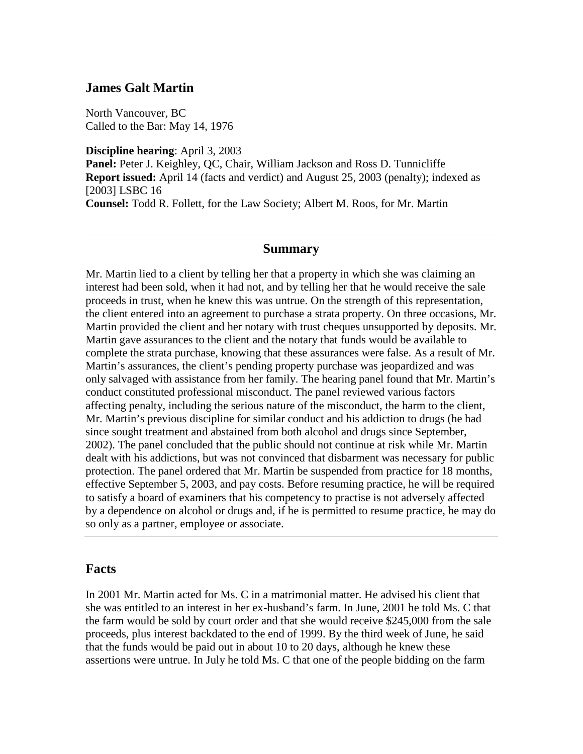## James Galt Martin

North Vancouver, BC
Called to the Bar: May 14, 1976

**Discipline hearing**: April 3, 2003
**Panel:** Peter J. Keighley, QC, Chair, William Jackson and Ross D. Tunnicliffe
**Report issued:** April 14 (facts and verdict) and August 25, 2003 (penalty); indexed as [2003] LSBC 16
**Counsel:** Todd R. Follett, for the Law Society; Albert M. Roos, for Mr. Martin

---

### Summary

Mr. Martin lied to a client by telling her that a property in which she was claiming an interest had been sold, when it had not, and by telling her that he would receive the sale proceeds in trust, when he knew this was untrue. On the strength of this representation, the client entered into an agreement to purchase a strata property. On three occasions, Mr. Martin provided the client and her notary with trust cheques unsupported by deposits. Mr. Martin gave assurances to the client and the notary that funds would be available to complete the strata purchase, knowing that these assurances were false. As a result of Mr. Martin's assurances, the client's pending property purchase was jeopardized and was only salvaged with assistance from her family. The hearing panel found that Mr. Martin's conduct constituted professional misconduct. The panel reviewed various factors affecting penalty, including the serious nature of the misconduct, the harm to the client, Mr. Martin's previous discipline for similar conduct and his addiction to drugs (he had since sought treatment and abstained from both alcohol and drugs since September, 2002). The panel concluded that the public should not continue at risk while Mr. Martin dealt with his addictions, but was not convinced that disbarment was necessary for public protection. The panel ordered that Mr. Martin be suspended from practice for 18 months, effective September 5, 2003, and pay costs. Before resuming practice, he will be required to satisfy a board of examiners that his competency to practise is not adversely affected by a dependence on alcohol or drugs and, if he is permitted to resume practice, he may do so only as a partner, employee or associate.

---

## Facts

In 2001 Mr. Martin acted for Ms. C in a matrimonial matter. He advised his client that she was entitled to an interest in her ex-husband's farm. In June, 2001 he told Ms. C that the farm would be sold by court order and that she would receive $245,000 from the sale proceeds, plus interest backdated to the end of 1999. By the third week of June, he said that the funds would be paid out in about 10 to 20 days, although he knew these assertions were untrue. In July he told Ms. C that one of the people bidding on the farm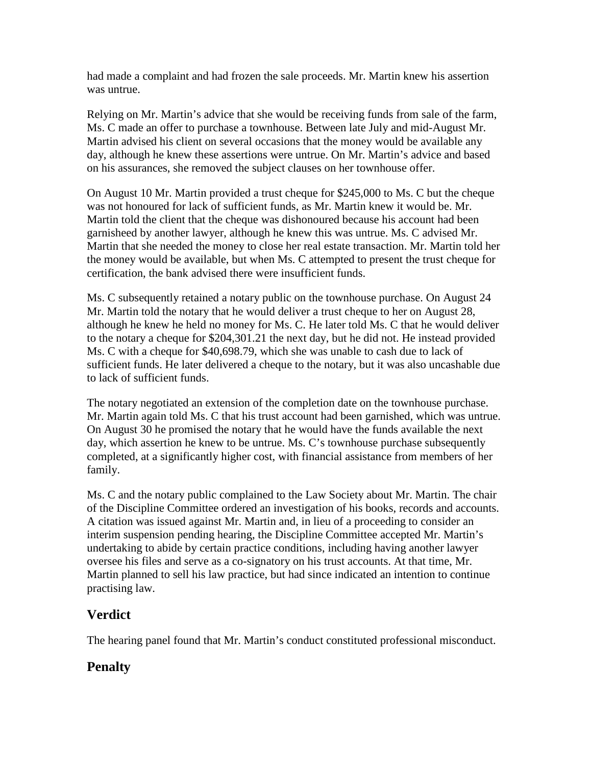had made a complaint and had frozen the sale proceeds. Mr. Martin knew his assertion was untrue.

Relying on Mr. Martin's advice that she would be receiving funds from sale of the farm, Ms. C made an offer to purchase a townhouse. Between late July and mid-August Mr. Martin advised his client on several occasions that the money would be available any day, although he knew these assertions were untrue. On Mr. Martin's advice and based on his assurances, she removed the subject clauses on her townhouse offer.

On August 10 Mr. Martin provided a trust cheque for $245,000 to Ms. C but the cheque was not honoured for lack of sufficient funds, as Mr. Martin knew it would be. Mr. Martin told the client that the cheque was dishonoured because his account had been garnisheed by another lawyer, although he knew this was untrue. Ms. C advised Mr. Martin that she needed the money to close her real estate transaction. Mr. Martin told her the money would be available, but when Ms. C attempted to present the trust cheque for certification, the bank advised there were insufficient funds.

Ms. C subsequently retained a notary public on the townhouse purchase. On August 24 Mr. Martin told the notary that he would deliver a trust cheque to her on August 28, although he knew he held no money for Ms. C. He later told Ms. C that he would deliver to the notary a cheque for $204,301.21 the next day, but he did not. He instead provided Ms. C with a cheque for $40,698.79, which she was unable to cash due to lack of sufficient funds. He later delivered a cheque to the notary, but it was also uncashable due to lack of sufficient funds.

The notary negotiated an extension of the completion date on the townhouse purchase. Mr. Martin again told Ms. C that his trust account had been garnished, which was untrue. On August 30 he promised the notary that he would have the funds available the next day, which assertion he knew to be untrue. Ms. C's townhouse purchase subsequently completed, at a significantly higher cost, with financial assistance from members of her family.

Ms. C and the notary public complained to the Law Society about Mr. Martin. The chair of the Discipline Committee ordered an investigation of his books, records and accounts. A citation was issued against Mr. Martin and, in lieu of a proceeding to consider an interim suspension pending hearing, the Discipline Committee accepted Mr. Martin's undertaking to abide by certain practice conditions, including having another lawyer oversee his files and serve as a co-signatory on his trust accounts. At that time, Mr. Martin planned to sell his law practice, but had since indicated an intention to continue practising law.

## Verdict

The hearing panel found that Mr. Martin's conduct constituted professional misconduct.

## Penalty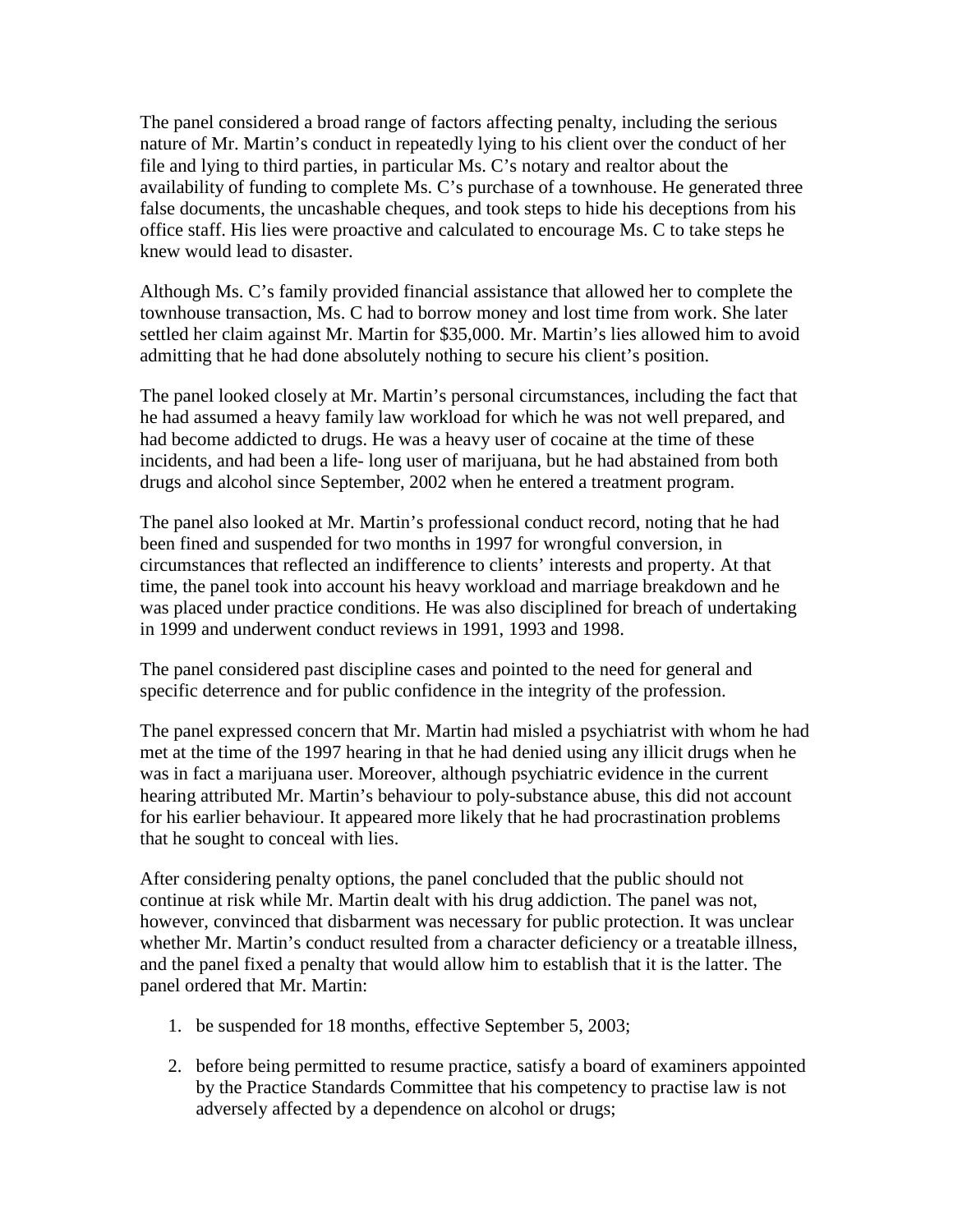The panel considered a broad range of factors affecting penalty, including the serious nature of Mr. Martin's conduct in repeatedly lying to his client over the conduct of her file and lying to third parties, in particular Ms. C's notary and realtor about the availability of funding to complete Ms. C's purchase of a townhouse. He generated three false documents, the uncashable cheques, and took steps to hide his deceptions from his office staff. His lies were proactive and calculated to encourage Ms. C to take steps he knew would lead to disaster.

Although Ms. C's family provided financial assistance that allowed her to complete the townhouse transaction, Ms. C had to borrow money and lost time from work. She later settled her claim against Mr. Martin for $35,000. Mr. Martin's lies allowed him to avoid admitting that he had done absolutely nothing to secure his client's position.

The panel looked closely at Mr. Martin's personal circumstances, including the fact that he had assumed a heavy family law workload for which he was not well prepared, and had become addicted to drugs. He was a heavy user of cocaine at the time of these incidents, and had been a life- long user of marijuana, but he had abstained from both drugs and alcohol since September, 2002 when he entered a treatment program.

The panel also looked at Mr. Martin's professional conduct record, noting that he had been fined and suspended for two months in 1997 for wrongful conversion, in circumstances that reflected an indifference to clients' interests and property. At that time, the panel took into account his heavy workload and marriage breakdown and he was placed under practice conditions. He was also disciplined for breach of undertaking in 1999 and underwent conduct reviews in 1991, 1993 and 1998.

The panel considered past discipline cases and pointed to the need for general and specific deterrence and for public confidence in the integrity of the profession.

The panel expressed concern that Mr. Martin had misled a psychiatrist with whom he had met at the time of the 1997 hearing in that he had denied using any illicit drugs when he was in fact a marijuana user. Moreover, although psychiatric evidence in the current hearing attributed Mr. Martin's behaviour to poly-substance abuse, this did not account for his earlier behaviour. It appeared more likely that he had procrastination problems that he sought to conceal with lies.

After considering penalty options, the panel concluded that the public should not continue at risk while Mr. Martin dealt with his drug addiction. The panel was not, however, convinced that disbarment was necessary for public protection. It was unclear whether Mr. Martin's conduct resulted from a character deficiency or a treatable illness, and the panel fixed a penalty that would allow him to establish that it is the latter. The panel ordered that Mr. Martin:

1. be suspended for 18 months, effective September 5, 2003;
2. before being permitted to resume practice, satisfy a board of examiners appointed by the Practice Standards Committee that his competency to practise law is not adversely affected by a dependence on alcohol or drugs;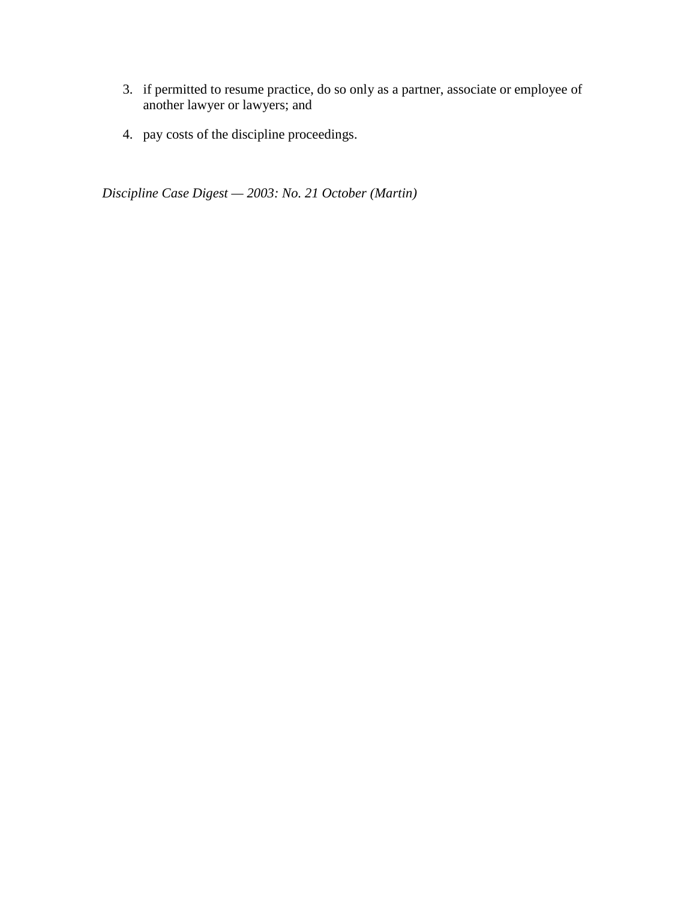3. if permitted to resume practice, do so only as a partner, associate or employee of another lawyer or lawyers; and

4. pay costs of the discipline proceedings.

*Discipline Case Digest — 2003: No. 21 October (Martin)*